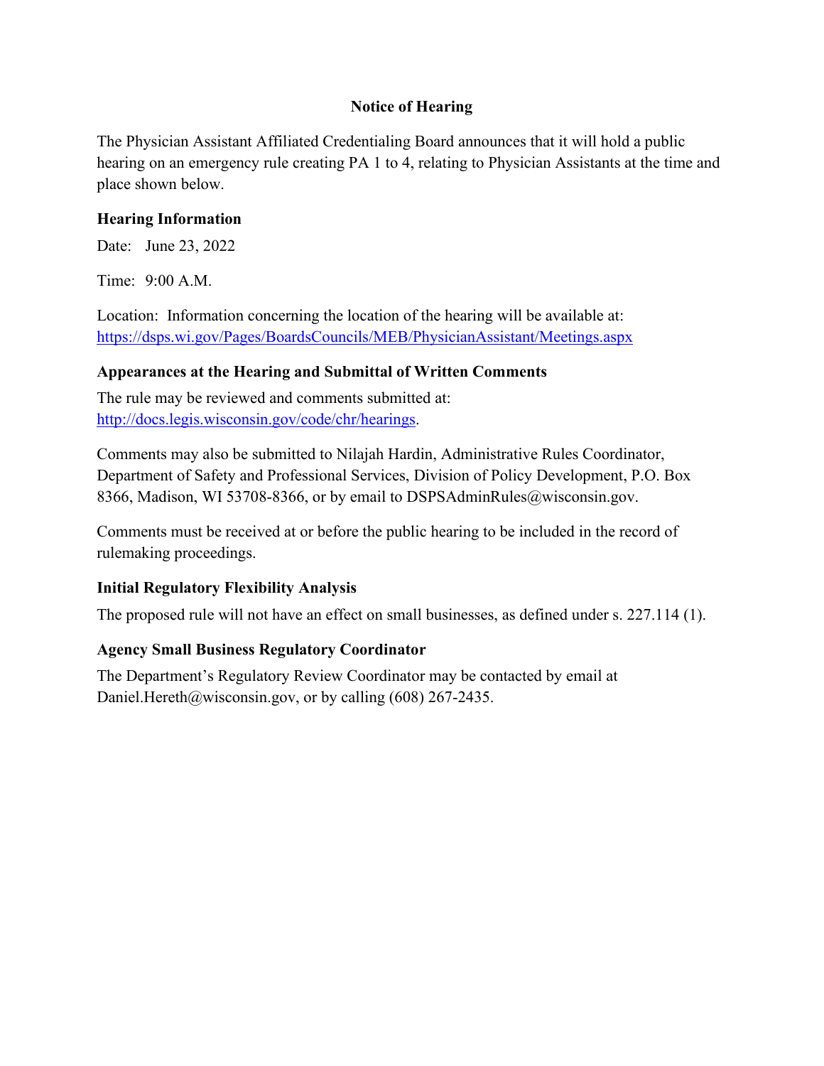# Notice of Hearing

The Physician Assistant Affiliated Credentialing Board announces that it will hold a public hearing on an emergency rule creating PA 1 to 4, relating to Physician Assistants at the time and place shown below.

## Hearing Information

Date: June 23, 2022

Time: 9:00 A.M.

Location: Information concerning the location of the hearing will be available at: https://dsps.wi.gov/Pages/BoardsCouncils/MEB/PhysicianAssistant/Meetings.aspx

## Appearances at the Hearing and Submittal of Written Comments

The rule may be reviewed and comments submitted at: http://docs.legis.wisconsin.gov/code/chr/hearings.

Comments may also be submitted to Nilajah Hardin, Administrative Rules Coordinator, Department of Safety and Professional Services, Division of Policy Development, P.O. Box 8366, Madison, WI 53708-8366, or by email to DSPSAdminRules@wisconsin.gov.

Comments must be received at or before the public hearing to be included in the record of rulemaking proceedings.

## Initial Regulatory Flexibility Analysis

The proposed rule will not have an effect on small businesses, as defined under s. 227.114 (1).

## Agency Small Business Regulatory Coordinator

The Department's Regulatory Review Coordinator may be contacted by email at Daniel.Hereth@wisconsin.gov, or by calling (608) 267-2435.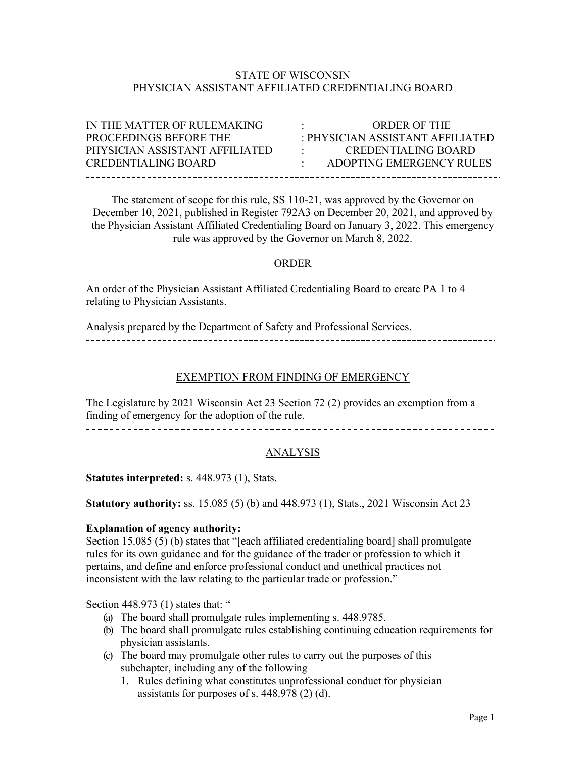STATE OF WISCONSIN
PHYSICIAN ASSISTANT AFFILIATED CREDENTIALING BOARD

---

| IN THE MATTER OF RULEMAKING PROCEEDINGS BEFORE THE PHYSICIAN ASSISTANT AFFILIATED CREDENTIALING BOARD | : | ORDER OF THE PHYSICIAN ASSISTANT AFFILIATED CREDENTIALING BOARD ADOPTING EMERGENCY RULES |
|---|---|---|

---

The statement of scope for this rule, SS 110-21, was approved by the Governor on December 10, 2021, published in Register 792A3 on December 20, 2021, and approved by the Physician Assistant Affiliated Credentialing Board on January 3, 2022. This emergency rule was approved by the Governor on March 8, 2022.

## ORDER

An order of the Physician Assistant Affiliated Credentialing Board to create PA 1 to 4 relating to Physician Assistants.

Analysis prepared by the Department of Safety and Professional Services.

---

## EXEMPTION FROM FINDING OF EMERGENCY

The Legislature by 2021 Wisconsin Act 23 Section 72 (2) provides an exemption from a finding of emergency for the adoption of the rule.

---

## ANALYSIS

**Statutes interpreted:** s. 448.973 (1), Stats.

**Statutory authority:** ss. 15.085 (5) (b) and 448.973 (1), Stats., 2021 Wisconsin Act 23

**Explanation of agency authority:**

Section 15.085 (5) (b) states that "[each affiliated credentialing board] shall promulgate rules for its own guidance and for the guidance of the trader or profession to which it pertains, and define and enforce professional conduct and unethical practices not inconsistent with the law relating to the particular trade or profession."

Section 448.973 (1) states that: "

(a) The board shall promulgate rules implementing s. 448.9785.

(b) The board shall promulgate rules establishing continuing education requirements for physician assistants.

(c) The board may promulgate other rules to carry out the purposes of this subchapter, including any of the following

1. Rules defining what constitutes unprofessional conduct for physician assistants for purposes of s. 448.978 (2) (d).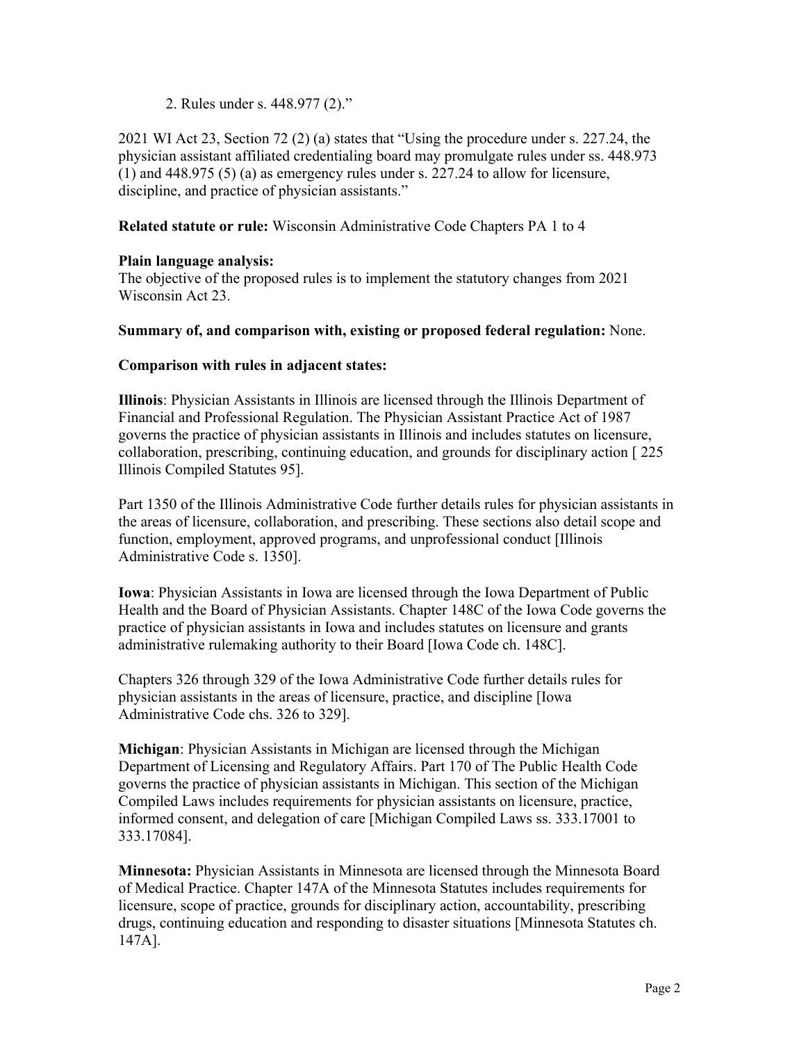2. Rules under s. 448.977 (2)."

2021 WI Act 23, Section 72 (2) (a) states that "Using the procedure under s. 227.24, the physician assistant affiliated credentialing board may promulgate rules under ss. 448.973 (1) and 448.975 (5) (a) as emergency rules under s. 227.24 to allow for licensure, discipline, and practice of physician assistants."

**Related statute or rule:** Wisconsin Administrative Code Chapters PA 1 to 4

**Plain language analysis:**
The objective of the proposed rules is to implement the statutory changes from 2021 Wisconsin Act 23.

**Summary of, and comparison with, existing or proposed federal regulation:** None.

**Comparison with rules in adjacent states:**

**Illinois**: Physician Assistants in Illinois are licensed through the Illinois Department of Financial and Professional Regulation. The Physician Assistant Practice Act of 1987 governs the practice of physician assistants in Illinois and includes statutes on licensure, collaboration, prescribing, continuing education, and grounds for disciplinary action [ 225 Illinois Compiled Statutes 95].

Part 1350 of the Illinois Administrative Code further details rules for physician assistants in the areas of licensure, collaboration, and prescribing. These sections also detail scope and function, employment, approved programs, and unprofessional conduct [Illinois Administrative Code s. 1350].

**Iowa**: Physician Assistants in Iowa are licensed through the Iowa Department of Public Health and the Board of Physician Assistants. Chapter 148C of the Iowa Code governs the practice of physician assistants in Iowa and includes statutes on licensure and grants administrative rulemaking authority to their Board [Iowa Code ch. 148C].

Chapters 326 through 329 of the Iowa Administrative Code further details rules for physician assistants in the areas of licensure, practice, and discipline [Iowa Administrative Code chs. 326 to 329].

**Michigan**: Physician Assistants in Michigan are licensed through the Michigan Department of Licensing and Regulatory Affairs. Part 170 of The Public Health Code governs the practice of physician assistants in Michigan. This section of the Michigan Compiled Laws includes requirements for physician assistants on licensure, practice, informed consent, and delegation of care [Michigan Compiled Laws ss. 333.17001 to 333.17084].

**Minnesota:** Physician Assistants in Minnesota are licensed through the Minnesota Board of Medical Practice. Chapter 147A of the Minnesota Statutes includes requirements for licensure, scope of practice, grounds for disciplinary action, accountability, prescribing drugs, continuing education and responding to disaster situations [Minnesota Statutes ch. 147A].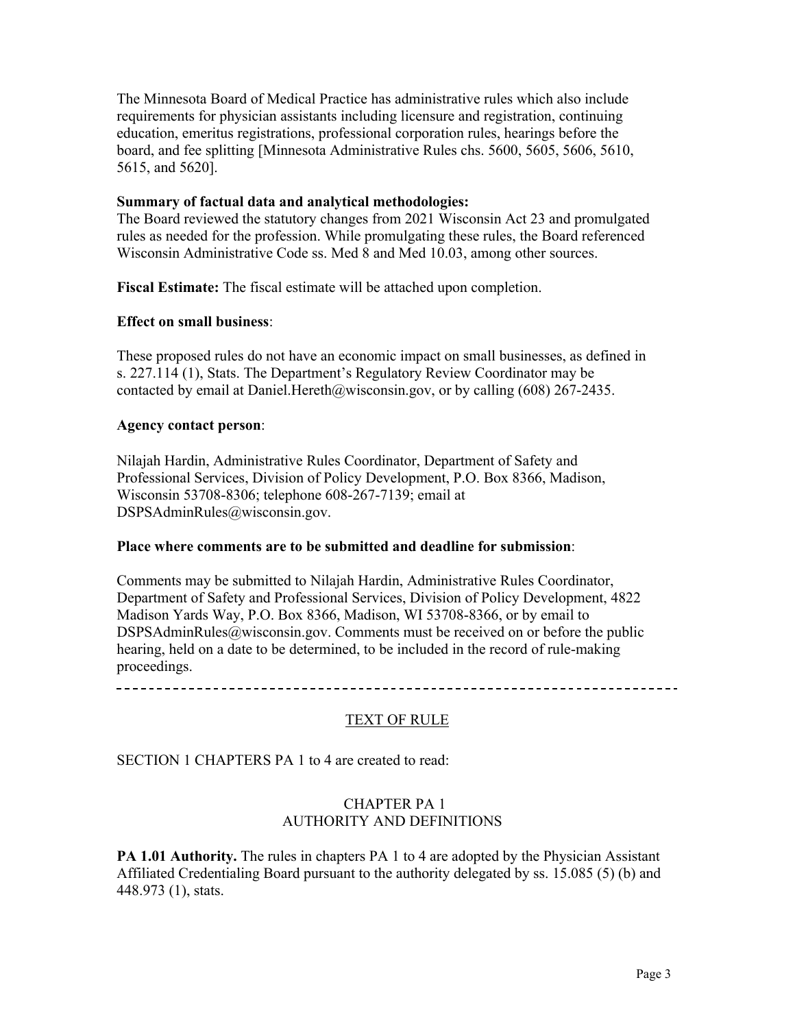The Minnesota Board of Medical Practice has administrative rules which also include requirements for physician assistants including licensure and registration, continuing education, emeritus registrations, professional corporation rules, hearings before the board, and fee splitting [Minnesota Administrative Rules chs. 5600, 5605, 5606, 5610, 5615, and 5620].

**Summary of factual data and analytical methodologies:**
The Board reviewed the statutory changes from 2021 Wisconsin Act 23 and promulgated rules as needed for the profession. While promulgating these rules, the Board referenced Wisconsin Administrative Code ss. Med 8 and Med 10.03, among other sources.

**Fiscal Estimate:** The fiscal estimate will be attached upon completion.

**Effect on small business**:

These proposed rules do not have an economic impact on small businesses, as defined in s. 227.114 (1), Stats. The Department's Regulatory Review Coordinator may be contacted by email at Daniel.Hereth@wisconsin.gov, or by calling (608) 267-2435.

**Agency contact person**:

Nilajah Hardin, Administrative Rules Coordinator, Department of Safety and Professional Services, Division of Policy Development, P.O. Box 8366, Madison, Wisconsin 53708-8306; telephone 608-267-7139; email at DSPSAdminRules@wisconsin.gov.

**Place where comments are to be submitted and deadline for submission**:

Comments may be submitted to Nilajah Hardin, Administrative Rules Coordinator, Department of Safety and Professional Services, Division of Policy Development, 4822 Madison Yards Way, P.O. Box 8366, Madison, WI 53708-8366, or by email to DSPSAdminRules@wisconsin.gov. Comments must be received on or before the public hearing, held on a date to be determined, to be included in the record of rule-making proceedings.

---

## TEXT OF RULE

SECTION 1 CHAPTERS PA 1 to 4 are created to read:

### CHAPTER PA 1
### AUTHORITY AND DEFINITIONS

**PA 1.01 Authority.** The rules in chapters PA 1 to 4 are adopted by the Physician Assistant Affiliated Credentialing Board pursuant to the authority delegated by ss. 15.085 (5) (b) and 448.973 (1), stats.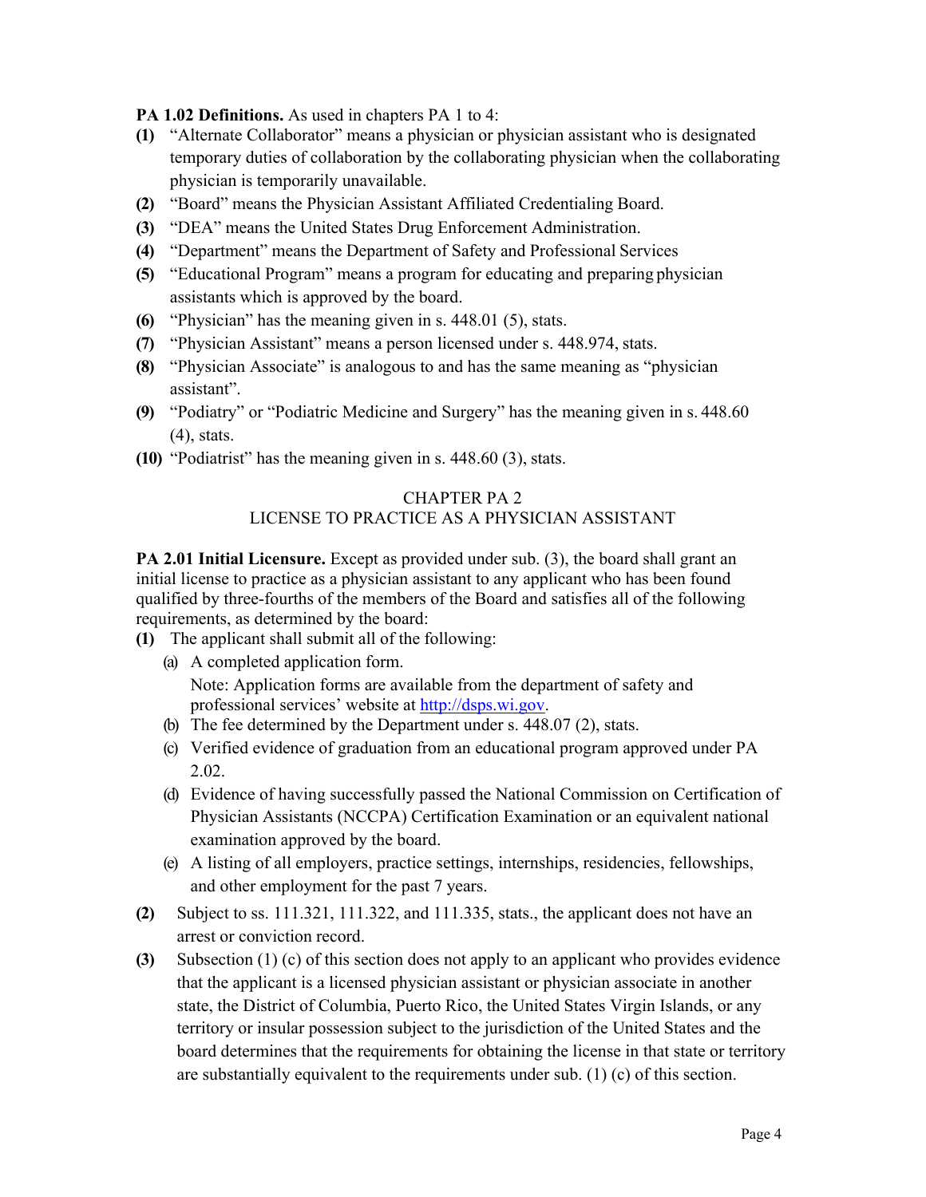**PA 1.02 Definitions.** As used in chapters PA 1 to 4:

**(1)** "Alternate Collaborator" means a physician or physician assistant who is designated temporary duties of collaboration by the collaborating physician when the collaborating physician is temporarily unavailable.

**(2)** "Board" means the Physician Assistant Affiliated Credentialing Board.

**(3)** "DEA" means the United States Drug Enforcement Administration.

**(4)** "Department" means the Department of Safety and Professional Services

**(5)** "Educational Program" means a program for educating and preparing physician assistants which is approved by the board.

**(6)** "Physician" has the meaning given in s. 448.01 (5), stats.

**(7)** "Physician Assistant" means a person licensed under s. 448.974, stats.

**(8)** "Physician Associate" is analogous to and has the same meaning as "physician assistant".

**(9)** "Podiatry" or "Podiatric Medicine and Surgery" has the meaning given in s. 448.60 (4), stats.

**(10)** "Podiatrist" has the meaning given in s. 448.60 (3), stats.

## CHAPTER PA 2
## LICENSE TO PRACTICE AS A PHYSICIAN ASSISTANT

**PA 2.01 Initial Licensure.** Except as provided under sub. (3), the board shall grant an initial license to practice as a physician assistant to any applicant who has been found qualified by three-fourths of the members of the Board and satisfies all of the following requirements, as determined by the board:

**(1)** The applicant shall submit all of the following:

(a) A completed application form.

Note: Application forms are available from the department of safety and professional services' website at [http://dsps.wi.gov](http://dsps.wi.gov).

(b) The fee determined by the Department under s. 448.07 (2), stats.

(c) Verified evidence of graduation from an educational program approved under PA 2.02.

(d) Evidence of having successfully passed the National Commission on Certification of Physician Assistants (NCCPA) Certification Examination or an equivalent national examination approved by the board.

(e) A listing of all employers, practice settings, internships, residencies, fellowships, and other employment for the past 7 years.

**(2)** Subject to ss. 111.321, 111.322, and 111.335, stats., the applicant does not have an arrest or conviction record.

**(3)** Subsection (1) (c) of this section does not apply to an applicant who provides evidence that the applicant is a licensed physician assistant or physician associate in another state, the District of Columbia, Puerto Rico, the United States Virgin Islands, or any territory or insular possession subject to the jurisdiction of the United States and the board determines that the requirements for obtaining the license in that state or territory are substantially equivalent to the requirements under sub. (1) (c) of this section.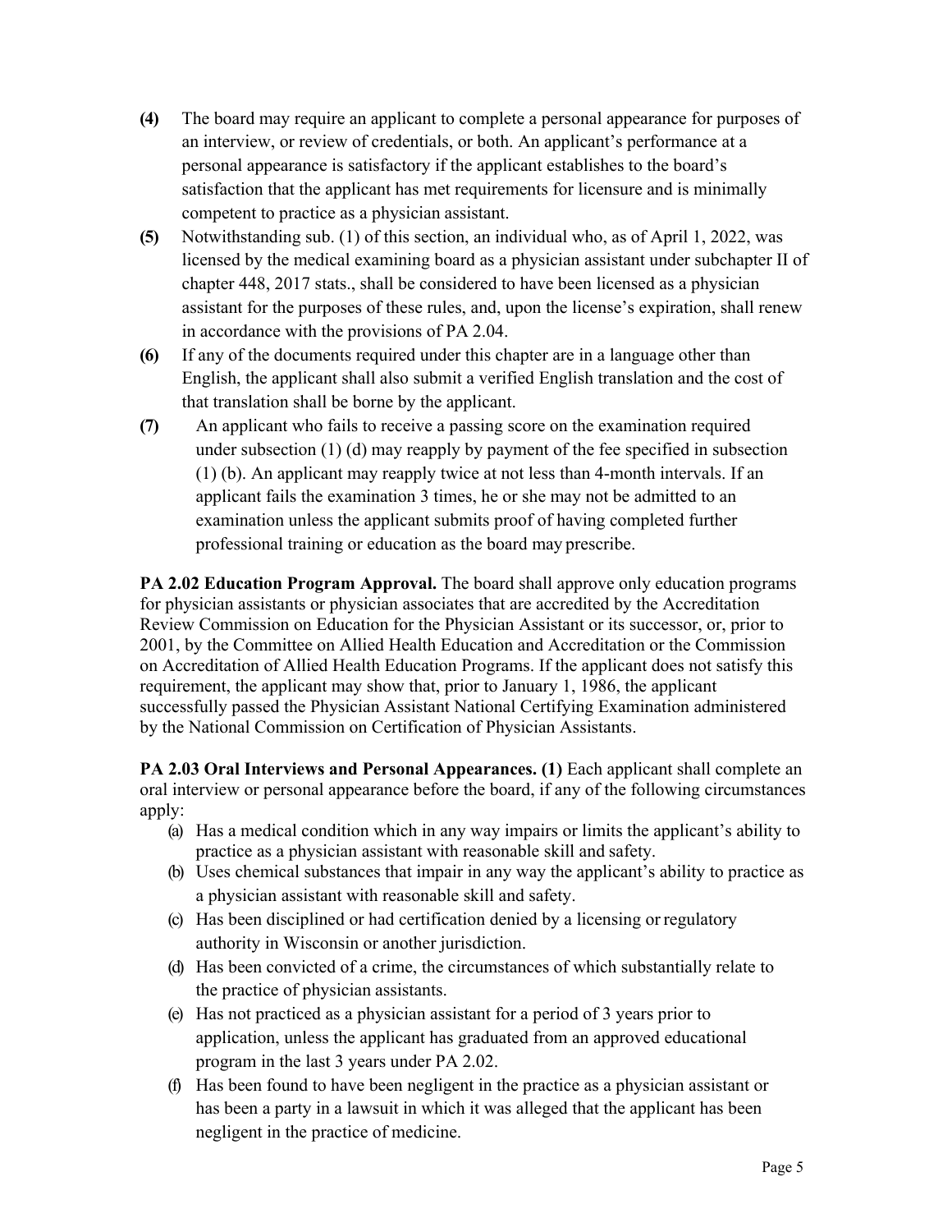**(4)** The board may require an applicant to complete a personal appearance for purposes of an interview, or review of credentials, or both. An applicant's performance at a personal appearance is satisfactory if the applicant establishes to the board's satisfaction that the applicant has met requirements for licensure and is minimally competent to practice as a physician assistant.

**(5)** Notwithstanding sub. (1) of this section, an individual who, as of April 1, 2022, was licensed by the medical examining board as a physician assistant under subchapter II of chapter 448, 2017 stats., shall be considered to have been licensed as a physician assistant for the purposes of these rules, and, upon the license's expiration, shall renew in accordance with the provisions of PA 2.04.

**(6)** If any of the documents required under this chapter are in a language other than English, the applicant shall also submit a verified English translation and the cost of that translation shall be borne by the applicant.

**(7)** An applicant who fails to receive a passing score on the examination required under subsection (1) (d) may reapply by payment of the fee specified in subsection (1) (b). An applicant may reapply twice at not less than 4-month intervals. If an applicant fails the examination 3 times, he or she may not be admitted to an examination unless the applicant submits proof of having completed further professional training or education as the board may prescribe.

**PA 2.02 Education Program Approval.** The board shall approve only education programs for physician assistants or physician associates that are accredited by the Accreditation Review Commission on Education for the Physician Assistant or its successor, or, prior to 2001, by the Committee on Allied Health Education and Accreditation or the Commission on Accreditation of Allied Health Education Programs. If the applicant does not satisfy this requirement, the applicant may show that, prior to January 1, 1986, the applicant successfully passed the Physician Assistant National Certifying Examination administered by the National Commission on Certification of Physician Assistants.

**PA 2.03 Oral Interviews and Personal Appearances. (1)** Each applicant shall complete an oral interview or personal appearance before the board, if any of the following circumstances apply:

(a) Has a medical condition which in any way impairs or limits the applicant's ability to practice as a physician assistant with reasonable skill and safety.

(b) Uses chemical substances that impair in any way the applicant's ability to practice as a physician assistant with reasonable skill and safety.

(c) Has been disciplined or had certification denied by a licensing or regulatory authority in Wisconsin or another jurisdiction.

(d) Has been convicted of a crime, the circumstances of which substantially relate to the practice of physician assistants.

(e) Has not practiced as a physician assistant for a period of 3 years prior to application, unless the applicant has graduated from an approved educational program in the last 3 years under PA 2.02.

(f) Has been found to have been negligent in the practice as a physician assistant or has been a party in a lawsuit in which it was alleged that the applicant has been negligent in the practice of medicine.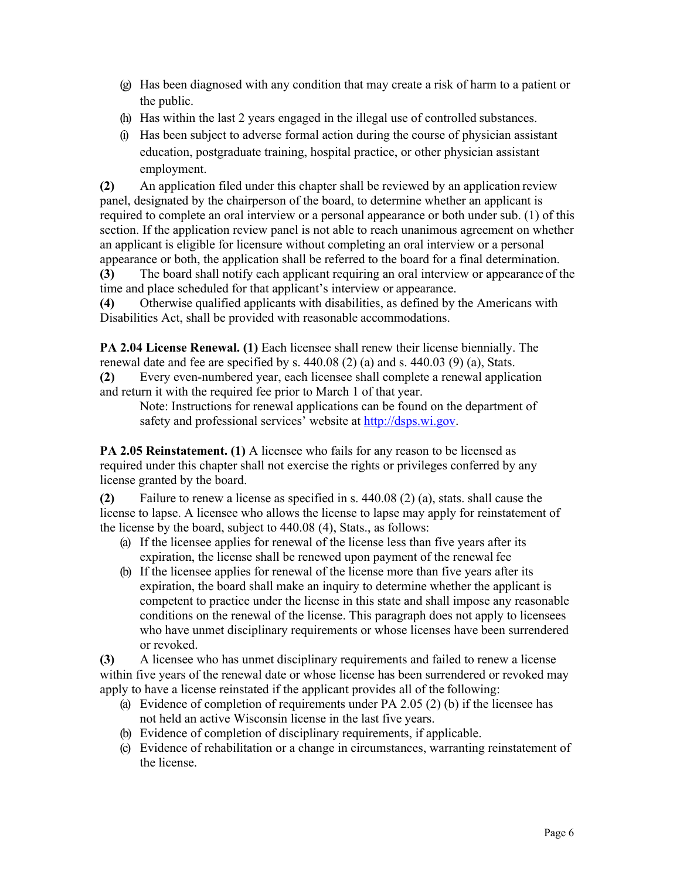(g) Has been diagnosed with any condition that may create a risk of harm to a patient or the public.

(h) Has within the last 2 years engaged in the illegal use of controlled substances.

(i) Has been subject to adverse formal action during the course of physician assistant education, postgraduate training, hospital practice, or other physician assistant employment.

**(2)** An application filed under this chapter shall be reviewed by an application review panel, designated by the chairperson of the board, to determine whether an applicant is required to complete an oral interview or a personal appearance or both under sub. (1) of this section. If the application review panel is not able to reach unanimous agreement on whether an applicant is eligible for licensure without completing an oral interview or a personal appearance or both, the application shall be referred to the board for a final determination.

**(3)** The board shall notify each applicant requiring an oral interview or appearance of the time and place scheduled for that applicant's interview or appearance.

**(4)** Otherwise qualified applicants with disabilities, as defined by the Americans with Disabilities Act, shall be provided with reasonable accommodations.

**PA 2.04 License Renewal. (1)** Each licensee shall renew their license biennially. The renewal date and fee are specified by s. 440.08 (2) (a) and s. 440.03 (9) (a), Stats.

**(2)** Every even-numbered year, each licensee shall complete a renewal application and return it with the required fee prior to March 1 of that year.

Note: Instructions for renewal applications can be found on the department of safety and professional services' website at [http://dsps.wi.gov](http://dsps.wi.gov).

**PA 2.05 Reinstatement. (1)** A licensee who fails for any reason to be licensed as required under this chapter shall not exercise the rights or privileges conferred by any license granted by the board.

**(2)** Failure to renew a license as specified in s. 440.08 (2) (a), stats. shall cause the license to lapse. A licensee who allows the license to lapse may apply for reinstatement of the license by the board, subject to 440.08 (4), Stats., as follows:

(a) If the licensee applies for renewal of the license less than five years after its expiration, the license shall be renewed upon payment of the renewal fee

(b) If the licensee applies for renewal of the license more than five years after its expiration, the board shall make an inquiry to determine whether the applicant is competent to practice under the license in this state and shall impose any reasonable conditions on the renewal of the license. This paragraph does not apply to licensees who have unmet disciplinary requirements or whose licenses have been surrendered or revoked.

**(3)** A licensee who has unmet disciplinary requirements and failed to renew a license within five years of the renewal date or whose license has been surrendered or revoked may apply to have a license reinstated if the applicant provides all of the following:

(a) Evidence of completion of requirements under PA 2.05 (2) (b) if the licensee has not held an active Wisconsin license in the last five years.

(b) Evidence of completion of disciplinary requirements, if applicable.

(c) Evidence of rehabilitation or a change in circumstances, warranting reinstatement of the license.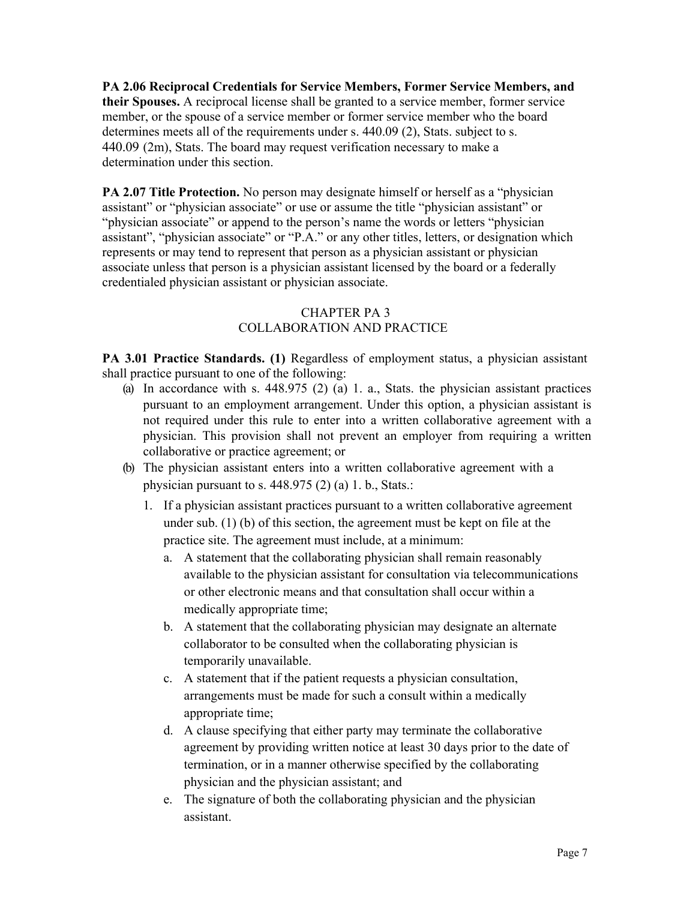**PA 2.06 Reciprocal Credentials for Service Members, Former Service Members, and their Spouses.** A reciprocal license shall be granted to a service member, former service member, or the spouse of a service member or former service member who the board determines meets all of the requirements under s. 440.09 (2), Stats. subject to s. 440.09 (2m), Stats. The board may request verification necessary to make a determination under this section.

**PA 2.07 Title Protection.** No person may designate himself or herself as a “physician assistant” or “physician associate” or use or assume the title “physician assistant” or “physician associate” or append to the person’s name the words or letters “physician assistant”, “physician associate” or “P.A.” or any other titles, letters, or designation which represents or may tend to represent that person as a physician assistant or physician associate unless that person is a physician assistant licensed by the board or a federally credentialed physician assistant or physician associate.

## CHAPTER PA 3
## COLLABORATION AND PRACTICE

**PA 3.01 Practice Standards. (1)** Regardless of employment status, a physician assistant shall practice pursuant to one of the following:

(a) In accordance with s. 448.975 (2) (a) 1. a., Stats. the physician assistant practices pursuant to an employment arrangement. Under this option, a physician assistant is not required under this rule to enter into a written collaborative agreement with a physician. This provision shall not prevent an employer from requiring a written collaborative or practice agreement; or

(b) The physician assistant enters into a written collaborative agreement with a physician pursuant to s. 448.975 (2) (a) 1. b., Stats.:

1. If a physician assistant practices pursuant to a written collaborative agreement under sub. (1) (b) of this section, the agreement must be kept on file at the practice site. The agreement must include, at a minimum:
   a. A statement that the collaborating physician shall remain reasonably available to the physician assistant for consultation via telecommunications or other electronic means and that consultation shall occur within a medically appropriate time;
   b. A statement that the collaborating physician may designate an alternate collaborator to be consulted when the collaborating physician is temporarily unavailable.
   c. A statement that if the patient requests a physician consultation, arrangements must be made for such a consult within a medically appropriate time;
   d. A clause specifying that either party may terminate the collaborative agreement by providing written notice at least 30 days prior to the date of termination, or in a manner otherwise specified by the collaborating physician and the physician assistant; and
   e. The signature of both the collaborating physician and the physician assistant.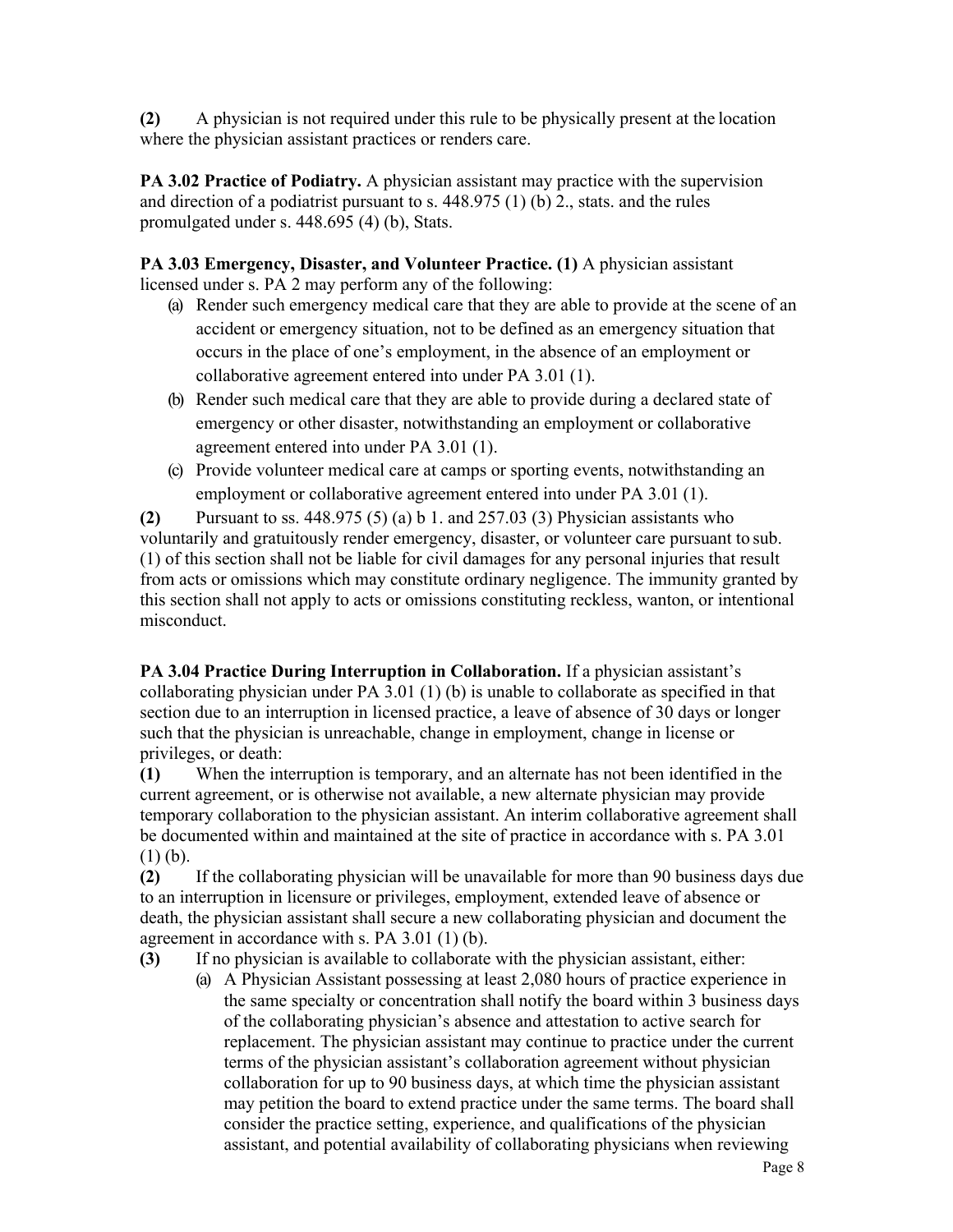**(2)** A physician is not required under this rule to be physically present at the location where the physician assistant practices or renders care.

**PA 3.02 Practice of Podiatry.** A physician assistant may practice with the supervision and direction of a podiatrist pursuant to s. 448.975 (1) (b) 2., stats. and the rules promulgated under s. 448.695 (4) (b), Stats.

**PA 3.03 Emergency, Disaster, and Volunteer Practice. (1)** A physician assistant licensed under s. PA 2 may perform any of the following:

(a) Render such emergency medical care that they are able to provide at the scene of an accident or emergency situation, not to be defined as an emergency situation that occurs in the place of one's employment, in the absence of an employment or collaborative agreement entered into under PA 3.01 (1).

(b) Render such medical care that they are able to provide during a declared state of emergency or other disaster, notwithstanding an employment or collaborative agreement entered into under PA 3.01 (1).

(c) Provide volunteer medical care at camps or sporting events, notwithstanding an employment or collaborative agreement entered into under PA 3.01 (1).

**(2)** Pursuant to ss. 448.975 (5) (a) b 1. and 257.03 (3) Physician assistants who voluntarily and gratuitously render emergency, disaster, or volunteer care pursuant to sub. (1) of this section shall not be liable for civil damages for any personal injuries that result from acts or omissions which may constitute ordinary negligence. The immunity granted by this section shall not apply to acts or omissions constituting reckless, wanton, or intentional misconduct.

**PA 3.04 Practice During Interruption in Collaboration.** If a physician assistant's collaborating physician under PA 3.01 (1) (b) is unable to collaborate as specified in that section due to an interruption in licensed practice, a leave of absence of 30 days or longer such that the physician is unreachable, change in employment, change in license or privileges, or death:

**(1)** When the interruption is temporary, and an alternate has not been identified in the current agreement, or is otherwise not available, a new alternate physician may provide temporary collaboration to the physician assistant. An interim collaborative agreement shall be documented within and maintained at the site of practice in accordance with s. PA 3.01 (1) (b).

**(2)** If the collaborating physician will be unavailable for more than 90 business days due to an interruption in licensure or privileges, employment, extended leave of absence or death, the physician assistant shall secure a new collaborating physician and document the agreement in accordance with s. PA 3.01 (1) (b).

**(3)** If no physician is available to collaborate with the physician assistant, either:

(a) A Physician Assistant possessing at least 2,080 hours of practice experience in the same specialty or concentration shall notify the board within 3 business days of the collaborating physician's absence and attestation to active search for replacement. The physician assistant may continue to practice under the current terms of the physician assistant's collaboration agreement without physician collaboration for up to 90 business days, at which time the physician assistant may petition the board to extend practice under the same terms. The board shall consider the practice setting, experience, and qualifications of the physician assistant, and potential availability of collaborating physicians when reviewing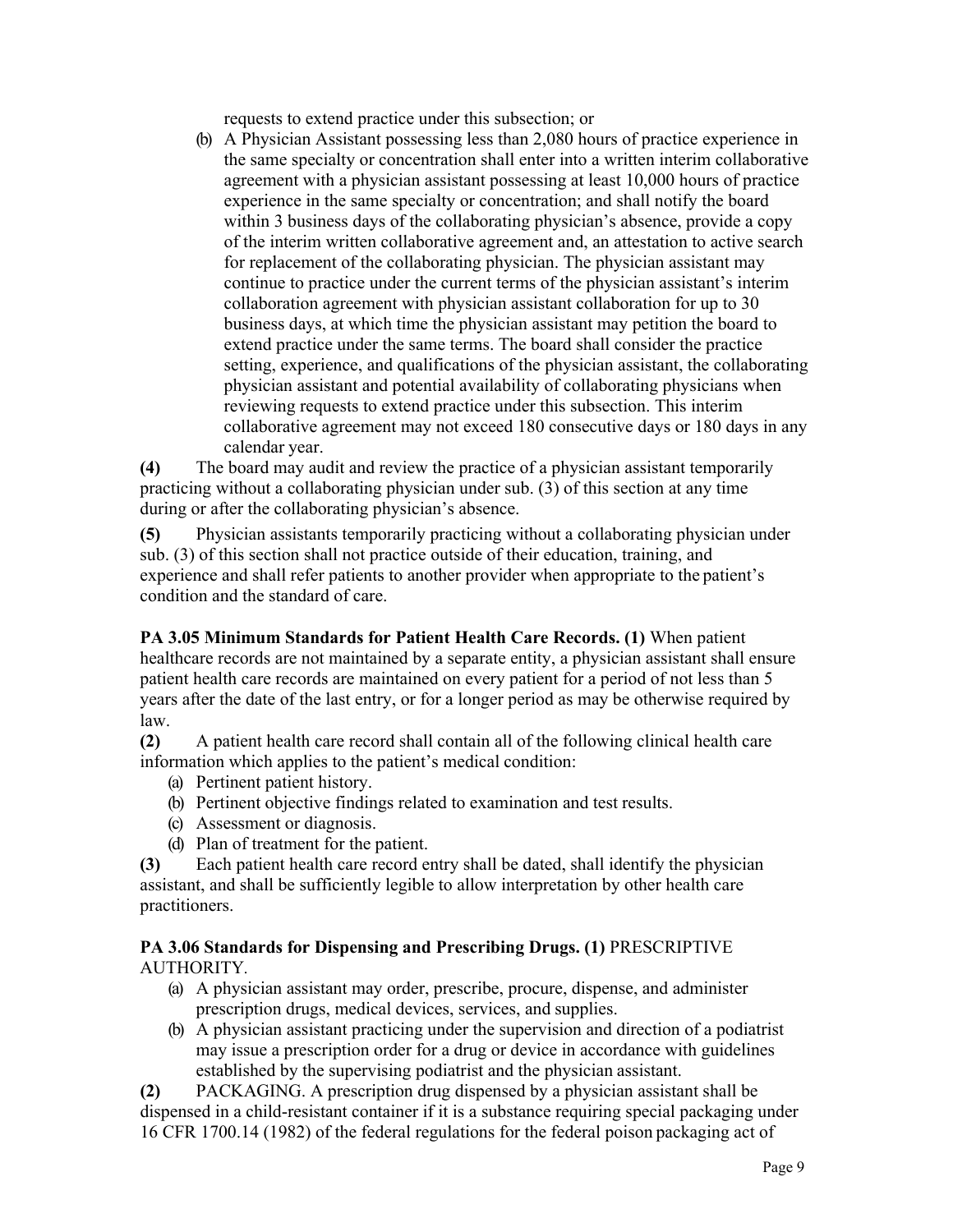requests to extend practice under this subsection; or

(b) A Physician Assistant possessing less than 2,080 hours of practice experience in the same specialty or concentration shall enter into a written interim collaborative agreement with a physician assistant possessing at least 10,000 hours of practice experience in the same specialty or concentration; and shall notify the board within 3 business days of the collaborating physician's absence, provide a copy of the interim written collaborative agreement and, an attestation to active search for replacement of the collaborating physician. The physician assistant may continue to practice under the current terms of the physician assistant's interim collaboration agreement with physician assistant collaboration for up to 30 business days, at which time the physician assistant may petition the board to extend practice under the same terms. The board shall consider the practice setting, experience, and qualifications of the physician assistant, the collaborating physician assistant and potential availability of collaborating physicians when reviewing requests to extend practice under this subsection. This interim collaborative agreement may not exceed 180 consecutive days or 180 days in any calendar year.

**(4)** The board may audit and review the practice of a physician assistant temporarily practicing without a collaborating physician under sub. (3) of this section at any time during or after the collaborating physician's absence.

**(5)** Physician assistants temporarily practicing without a collaborating physician under sub. (3) of this section shall not practice outside of their education, training, and experience and shall refer patients to another provider when appropriate to the patient's condition and the standard of care.

**PA 3.05 Minimum Standards for Patient Health Care Records. (1)** When patient healthcare records are not maintained by a separate entity, a physician assistant shall ensure patient health care records are maintained on every patient for a period of not less than 5 years after the date of the last entry, or for a longer period as may be otherwise required by law.

**(2)** A patient health care record shall contain all of the following clinical health care information which applies to the patient's medical condition:

(a) Pertinent patient history.
(b) Pertinent objective findings related to examination and test results.
(c) Assessment or diagnosis.
(d) Plan of treatment for the patient.

**(3)** Each patient health care record entry shall be dated, shall identify the physician assistant, and shall be sufficiently legible to allow interpretation by other health care practitioners.

**PA 3.06 Standards for Dispensing and Prescribing Drugs. (1)** PRESCRIPTIVE AUTHORITY.

(a) A physician assistant may order, prescribe, procure, dispense, and administer prescription drugs, medical devices, services, and supplies.
(b) A physician assistant practicing under the supervision and direction of a podiatrist may issue a prescription order for a drug or device in accordance with guidelines established by the supervising podiatrist and the physician assistant.

**(2)** PACKAGING. A prescription drug dispensed by a physician assistant shall be dispensed in a child-resistant container if it is a substance requiring special packaging under 16 CFR 1700.14 (1982) of the federal regulations for the federal poison packaging act of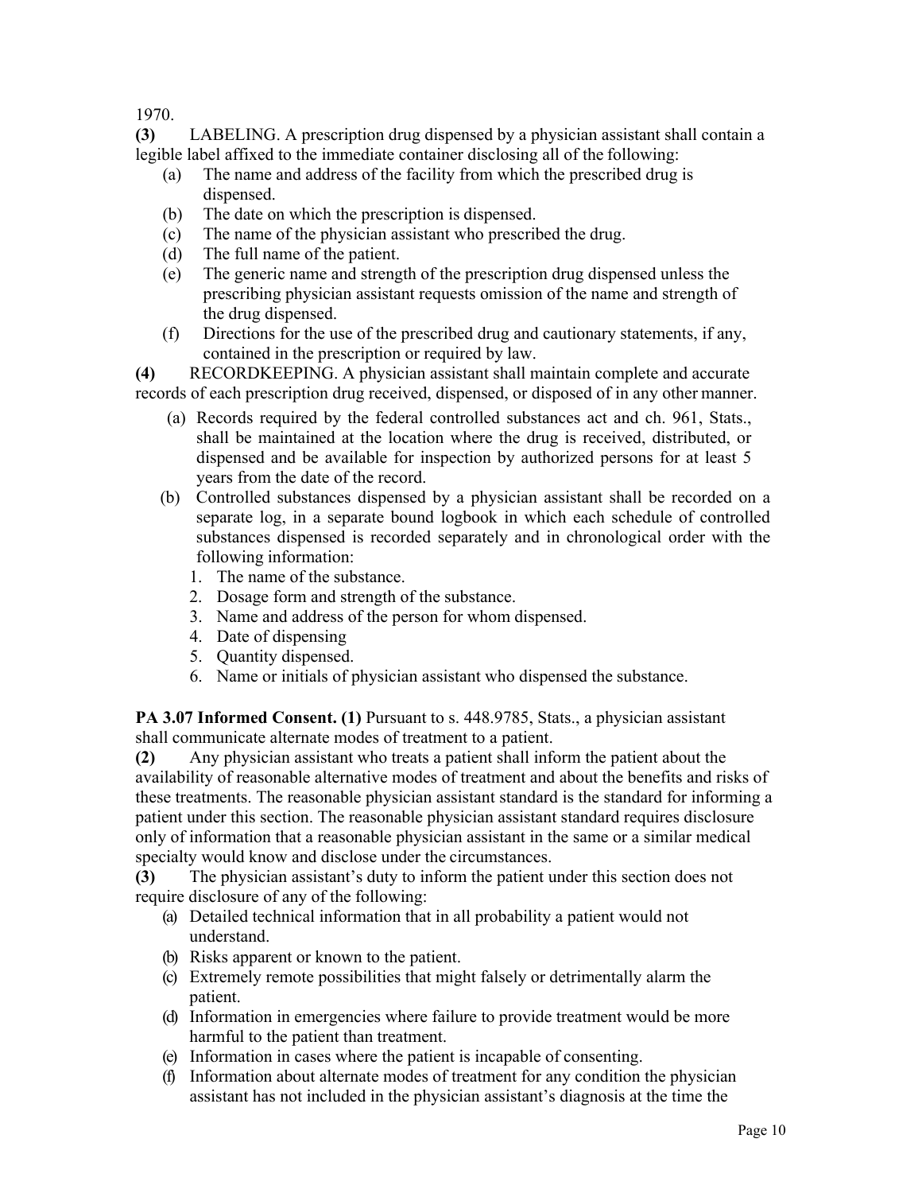1970.

**(3)** LABELING. A prescription drug dispensed by a physician assistant shall contain a legible label affixed to the immediate container disclosing all of the following:

- (a) The name and address of the facility from which the prescribed drug is dispensed.
- (b) The date on which the prescription is dispensed.
- (c) The name of the physician assistant who prescribed the drug.
- (d) The full name of the patient.
- (e) The generic name and strength of the prescription drug dispensed unless the prescribing physician assistant requests omission of the name and strength of the drug dispensed.
- (f) Directions for the use of the prescribed drug and cautionary statements, if any, contained in the prescription or required by law.

**(4)** RECORDKEEPING. A physician assistant shall maintain complete and accurate records of each prescription drug received, dispensed, or disposed of in any other manner.

- (a) Records required by the federal controlled substances act and ch. 961, Stats., shall be maintained at the location where the drug is received, distributed, or dispensed and be available for inspection by authorized persons for at least 5 years from the date of the record.
- (b) Controlled substances dispensed by a physician assistant shall be recorded on a separate log, in a separate bound logbook in which each schedule of controlled substances dispensed is recorded separately and in chronological order with the following information:
  1. The name of the substance.
  2. Dosage form and strength of the substance.
  3. Name and address of the person for whom dispensed.
  4. Date of dispensing
  5. Quantity dispensed.
  6. Name or initials of physician assistant who dispensed the substance.

**PA 3.07 Informed Consent. (1)** Pursuant to s. 448.9785, Stats., a physician assistant shall communicate alternate modes of treatment to a patient.

**(2)** Any physician assistant who treats a patient shall inform the patient about the availability of reasonable alternative modes of treatment and about the benefits and risks of these treatments. The reasonable physician assistant standard is the standard for informing a patient under this section. The reasonable physician assistant standard requires disclosure only of information that a reasonable physician assistant in the same or a similar medical specialty would know and disclose under the circumstances.

**(3)** The physician assistant's duty to inform the patient under this section does not require disclosure of any of the following:

- (a) Detailed technical information that in all probability a patient would not understand.
- (b) Risks apparent or known to the patient.
- (c) Extremely remote possibilities that might falsely or detrimentally alarm the patient.
- (d) Information in emergencies where failure to provide treatment would be more harmful to the patient than treatment.
- (e) Information in cases where the patient is incapable of consenting.
- (f) Information about alternate modes of treatment for any condition the physician assistant has not included in the physician assistant's diagnosis at the time the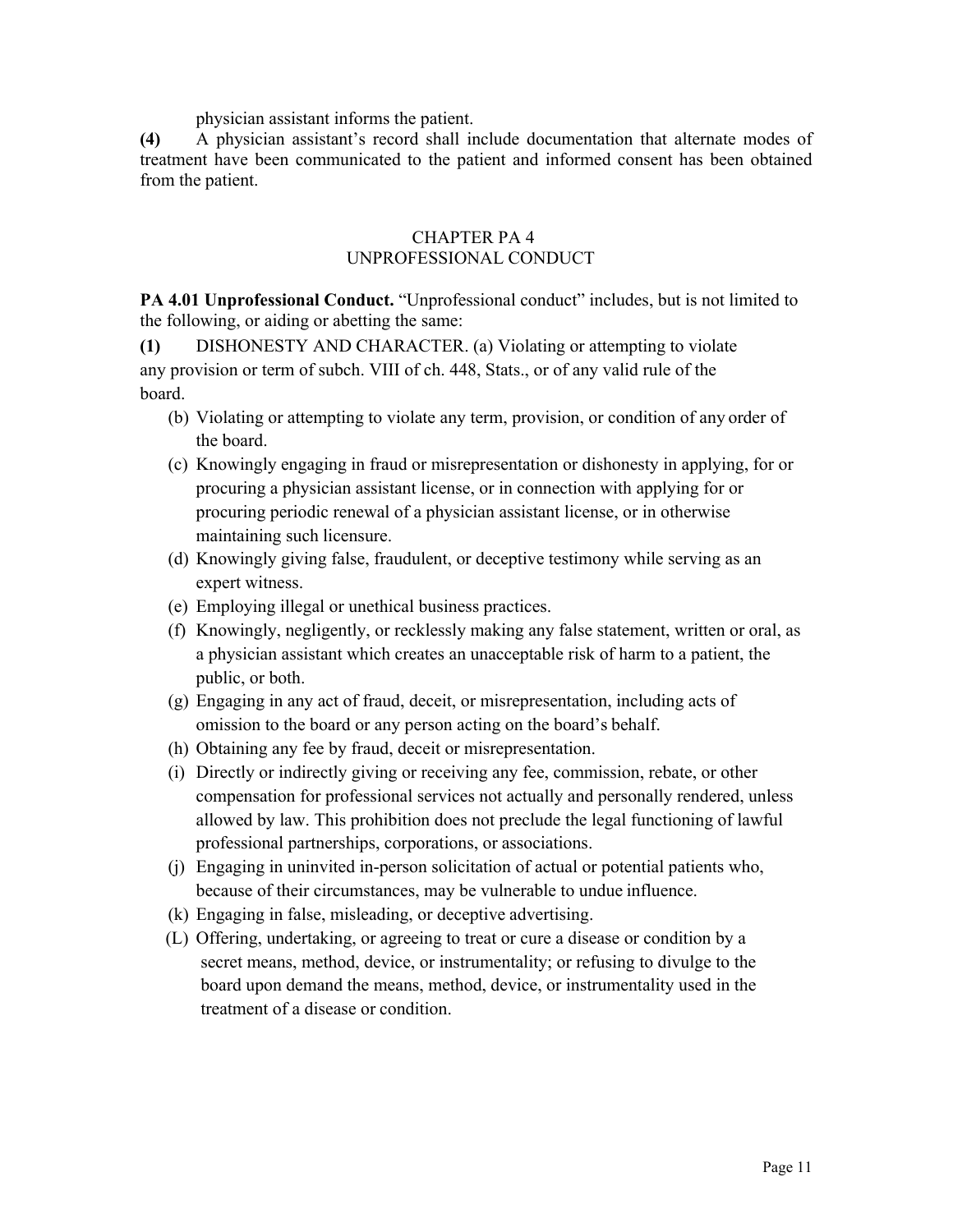physician assistant informs the patient.

**(4)** A physician assistant's record shall include documentation that alternate modes of treatment have been communicated to the patient and informed consent has been obtained from the patient.

## CHAPTER PA 4
## UNPROFESSIONAL CONDUCT

**PA 4.01 Unprofessional Conduct.** "Unprofessional conduct" includes, but is not limited to the following, or aiding or abetting the same:

**(1)** DISHONESTY AND CHARACTER. (a) Violating or attempting to violate any provision or term of subch. VIII of ch. 448, Stats., or of any valid rule of the board.

(b) Violating or attempting to violate any term, provision, or condition of any order of the board.

(c) Knowingly engaging in fraud or misrepresentation or dishonesty in applying, for or procuring a physician assistant license, or in connection with applying for or procuring periodic renewal of a physician assistant license, or in otherwise maintaining such licensure.

(d) Knowingly giving false, fraudulent, or deceptive testimony while serving as an expert witness.

(e) Employing illegal or unethical business practices.

(f) Knowingly, negligently, or recklessly making any false statement, written or oral, as a physician assistant which creates an unacceptable risk of harm to a patient, the public, or both.

(g) Engaging in any act of fraud, deceit, or misrepresentation, including acts of omission to the board or any person acting on the board's behalf.

(h) Obtaining any fee by fraud, deceit or misrepresentation.

(i) Directly or indirectly giving or receiving any fee, commission, rebate, or other compensation for professional services not actually and personally rendered, unless allowed by law. This prohibition does not preclude the legal functioning of lawful professional partnerships, corporations, or associations.

(j) Engaging in uninvited in-person solicitation of actual or potential patients who, because of their circumstances, may be vulnerable to undue influence.

(k) Engaging in false, misleading, or deceptive advertising.

(L) Offering, undertaking, or agreeing to treat or cure a disease or condition by a secret means, method, device, or instrumentality; or refusing to divulge to the board upon demand the means, method, device, or instrumentality used in the treatment of a disease or condition.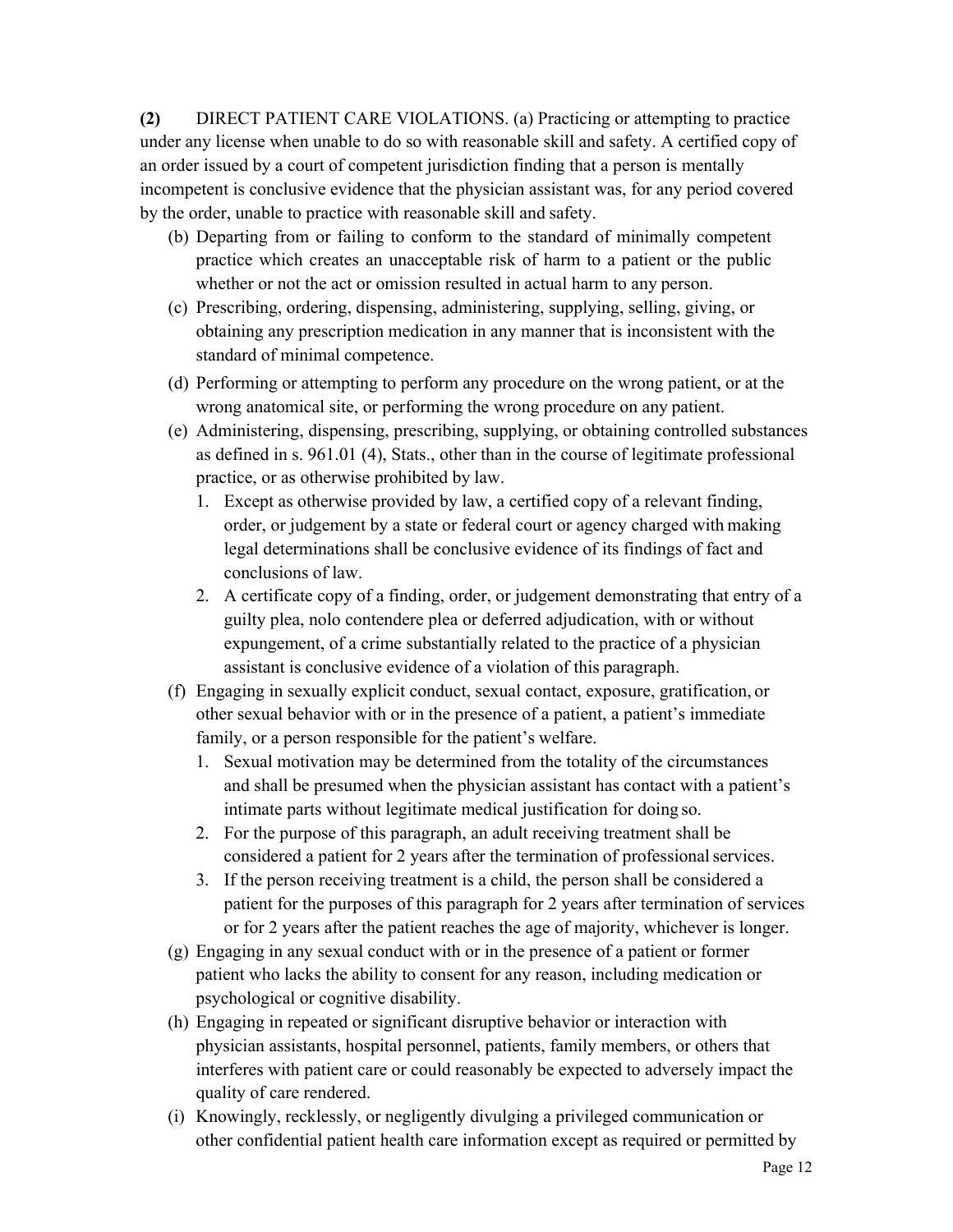**(2)** DIRECT PATIENT CARE VIOLATIONS. (a) Practicing or attempting to practice under any license when unable to do so with reasonable skill and safety. A certified copy of an order issued by a court of competent jurisdiction finding that a person is mentally incompetent is conclusive evidence that the physician assistant was, for any period covered by the order, unable to practice with reasonable skill and safety.

(b) Departing from or failing to conform to the standard of minimally competent practice which creates an unacceptable risk of harm to a patient or the public whether or not the act or omission resulted in actual harm to any person.

(c) Prescribing, ordering, dispensing, administering, supplying, selling, giving, or obtaining any prescription medication in any manner that is inconsistent with the standard of minimal competence.

(d) Performing or attempting to perform any procedure on the wrong patient, or at the wrong anatomical site, or performing the wrong procedure on any patient.

(e) Administering, dispensing, prescribing, supplying, or obtaining controlled substances as defined in s. 961.01 (4), Stats., other than in the course of legitimate professional practice, or as otherwise prohibited by law.

1. Except as otherwise provided by law, a certified copy of a relevant finding, order, or judgement by a state or federal court or agency charged with making legal determinations shall be conclusive evidence of its findings of fact and conclusions of law.
2. A certificate copy of a finding, order, or judgement demonstrating that entry of a guilty plea, nolo contendere plea or deferred adjudication, with or without expungement, of a crime substantially related to the practice of a physician assistant is conclusive evidence of a violation of this paragraph.

(f) Engaging in sexually explicit conduct, sexual contact, exposure, gratification, or other sexual behavior with or in the presence of a patient, a patient's immediate family, or a person responsible for the patient's welfare.

1. Sexual motivation may be determined from the totality of the circumstances and shall be presumed when the physician assistant has contact with a patient's intimate parts without legitimate medical justification for doing so.
2. For the purpose of this paragraph, an adult receiving treatment shall be considered a patient for 2 years after the termination of professional services.
3. If the person receiving treatment is a child, the person shall be considered a patient for the purposes of this paragraph for 2 years after termination of services or for 2 years after the patient reaches the age of majority, whichever is longer.

(g) Engaging in any sexual conduct with or in the presence of a patient or former patient who lacks the ability to consent for any reason, including medication or psychological or cognitive disability.

(h) Engaging in repeated or significant disruptive behavior or interaction with physician assistants, hospital personnel, patients, family members, or others that interferes with patient care or could reasonably be expected to adversely impact the quality of care rendered.

(i) Knowingly, recklessly, or negligently divulging a privileged communication or other confidential patient health care information except as required or permitted by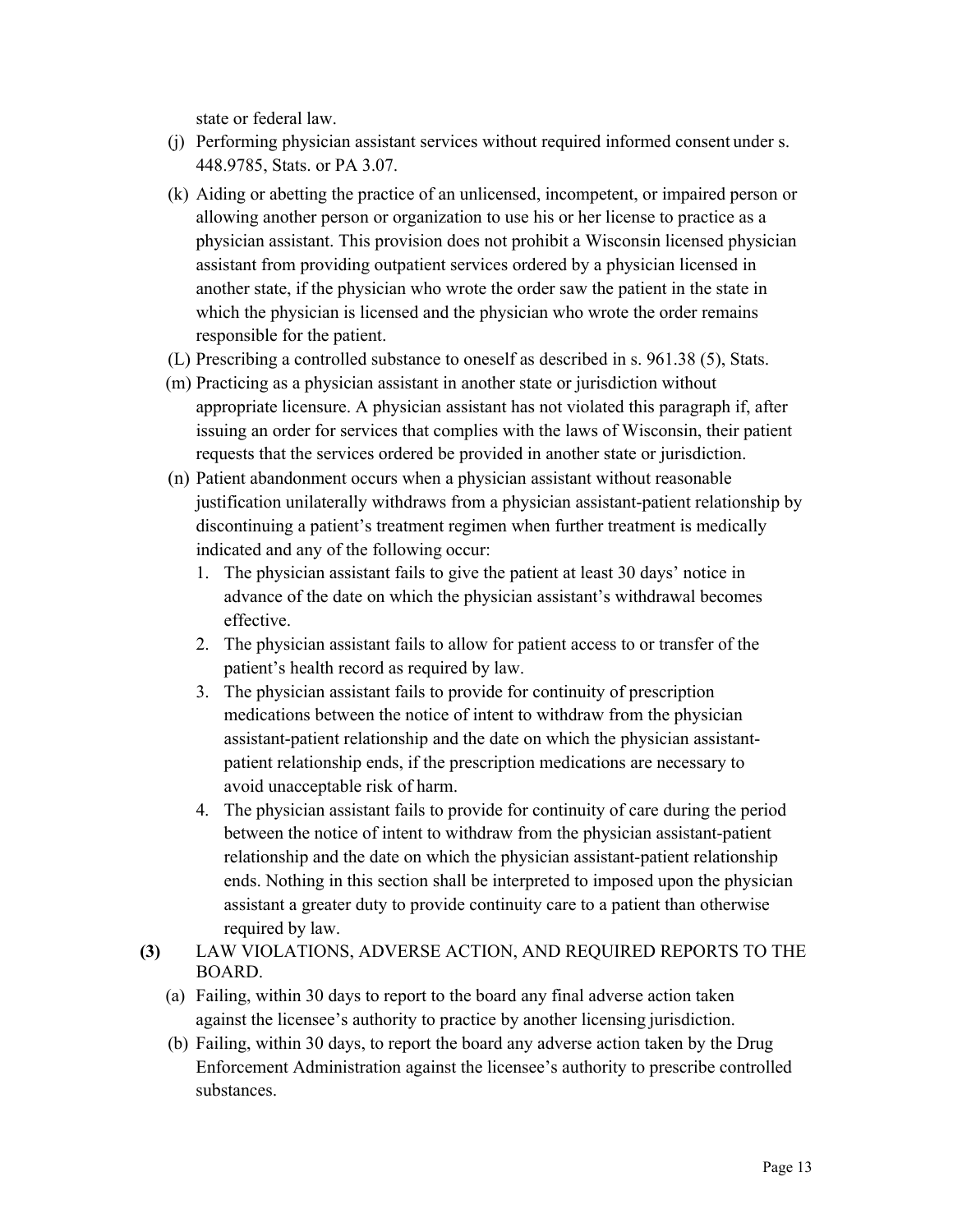state or federal law.

(j) Performing physician assistant services without required informed consent under s. 448.9785, Stats. or PA 3.07.

(k) Aiding or abetting the practice of an unlicensed, incompetent, or impaired person or allowing another person or organization to use his or her license to practice as a physician assistant. This provision does not prohibit a Wisconsin licensed physician assistant from providing outpatient services ordered by a physician licensed in another state, if the physician who wrote the order saw the patient in the state in which the physician is licensed and the physician who wrote the order remains responsible for the patient.

(L) Prescribing a controlled substance to oneself as described in s. 961.38 (5), Stats.

(m) Practicing as a physician assistant in another state or jurisdiction without appropriate licensure. A physician assistant has not violated this paragraph if, after issuing an order for services that complies with the laws of Wisconsin, their patient requests that the services ordered be provided in another state or jurisdiction.

(n) Patient abandonment occurs when a physician assistant without reasonable justification unilaterally withdraws from a physician assistant-patient relationship by discontinuing a patient's treatment regimen when further treatment is medically indicated and any of the following occur:

1. The physician assistant fails to give the patient at least 30 days' notice in advance of the date on which the physician assistant's withdrawal becomes effective.
2. The physician assistant fails to allow for patient access to or transfer of the patient's health record as required by law.
3. The physician assistant fails to provide for continuity of prescription medications between the notice of intent to withdraw from the physician assistant-patient relationship and the date on which the physician assistant-patient relationship ends, if the prescription medications are necessary to avoid unacceptable risk of harm.
4. The physician assistant fails to provide for continuity of care during the period between the notice of intent to withdraw from the physician assistant-patient relationship and the date on which the physician assistant-patient relationship ends. Nothing in this section shall be interpreted to imposed upon the physician assistant a greater duty to provide continuity care to a patient than otherwise required by law.

**(3)** LAW VIOLATIONS, ADVERSE ACTION, AND REQUIRED REPORTS TO THE BOARD.

(a) Failing, within 30 days to report to the board any final adverse action taken against the licensee's authority to practice by another licensing jurisdiction.

(b) Failing, within 30 days, to report the board any adverse action taken by the Drug Enforcement Administration against the licensee's authority to prescribe controlled substances.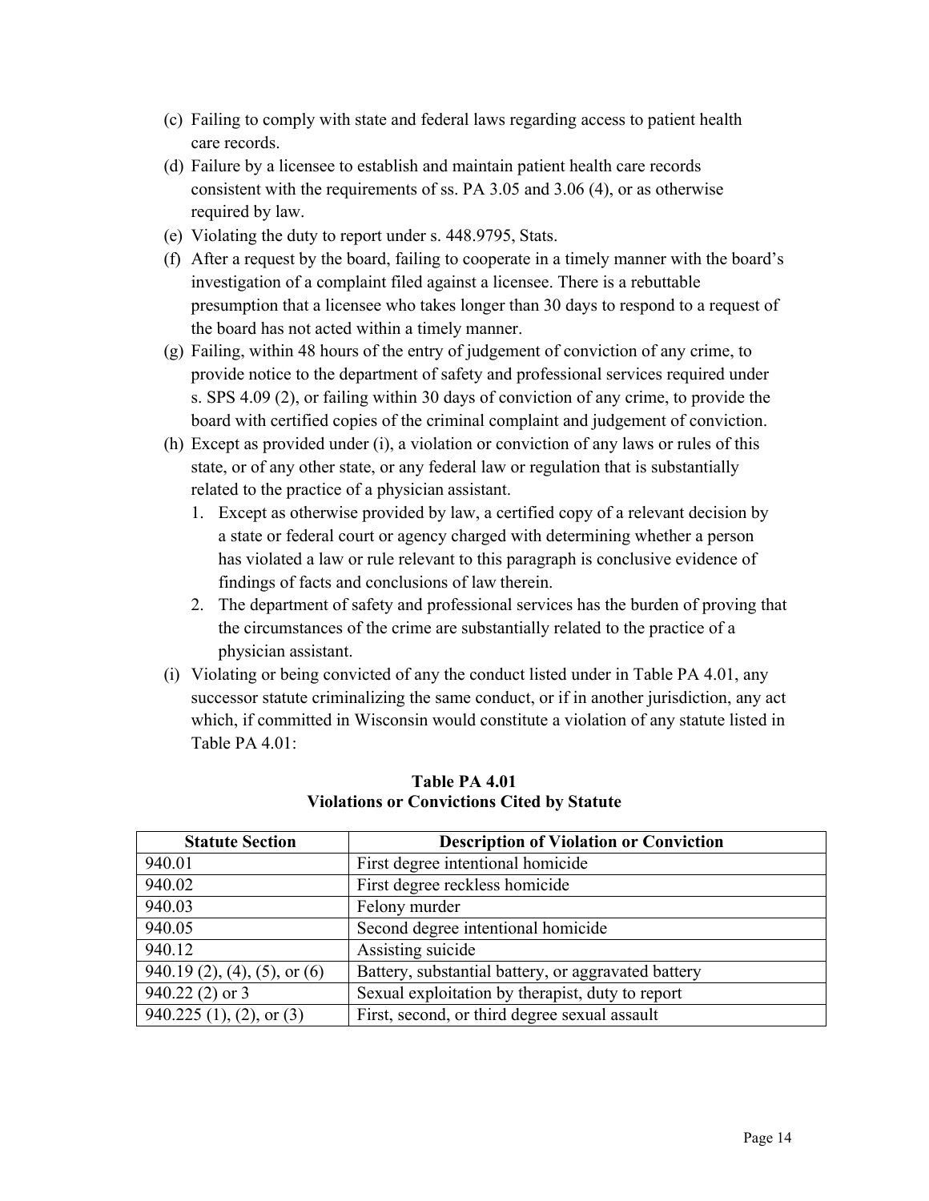(c) Failing to comply with state and federal laws regarding access to patient health care records.

(d) Failure by a licensee to establish and maintain patient health care records consistent with the requirements of ss. PA 3.05 and 3.06 (4), or as otherwise required by law.

(e) Violating the duty to report under s. 448.9795, Stats.

(f) After a request by the board, failing to cooperate in a timely manner with the board's investigation of a complaint filed against a licensee. There is a rebuttable presumption that a licensee who takes longer than 30 days to respond to a request of the board has not acted within a timely manner.

(g) Failing, within 48 hours of the entry of judgement of conviction of any crime, to provide notice to the department of safety and professional services required under s. SPS 4.09 (2), or failing within 30 days of conviction of any crime, to provide the board with certified copies of the criminal complaint and judgement of conviction.

(h) Except as provided under (i), a violation or conviction of any laws or rules of this state, or of any other state, or any federal law or regulation that is substantially related to the practice of a physician assistant.

   1. Except as otherwise provided by law, a certified copy of a relevant decision by a state or federal court or agency charged with determining whether a person has violated a law or rule relevant to this paragraph is conclusive evidence of findings of facts and conclusions of law therein.
   2. The department of safety and professional services has the burden of proving that the circumstances of the crime are substantially related to the practice of a physician assistant.

(i) Violating or being convicted of any the conduct listed under in Table PA 4.01, any successor statute criminalizing the same conduct, or if in another jurisdiction, any act which, if committed in Wisconsin would constitute a violation of any statute listed in Table PA 4.01:

**Table PA 4.01**
**Violations or Convictions Cited by Statute**

| Statute Section | Description of Violation or Conviction |
|---|---|
| 940.01 | First degree intentional homicide |
| 940.02 | First degree reckless homicide |
| 940.03 | Felony murder |
| 940.05 | Second degree intentional homicide |
| 940.12 | Assisting suicide |
| 940.19 (2), (4), (5), or (6) | Battery, substantial battery, or aggravated battery |
| 940.22 (2) or 3 | Sexual exploitation by therapist, duty to report |
| 940.225 (1), (2), or (3) | First, second, or third degree sexual assault |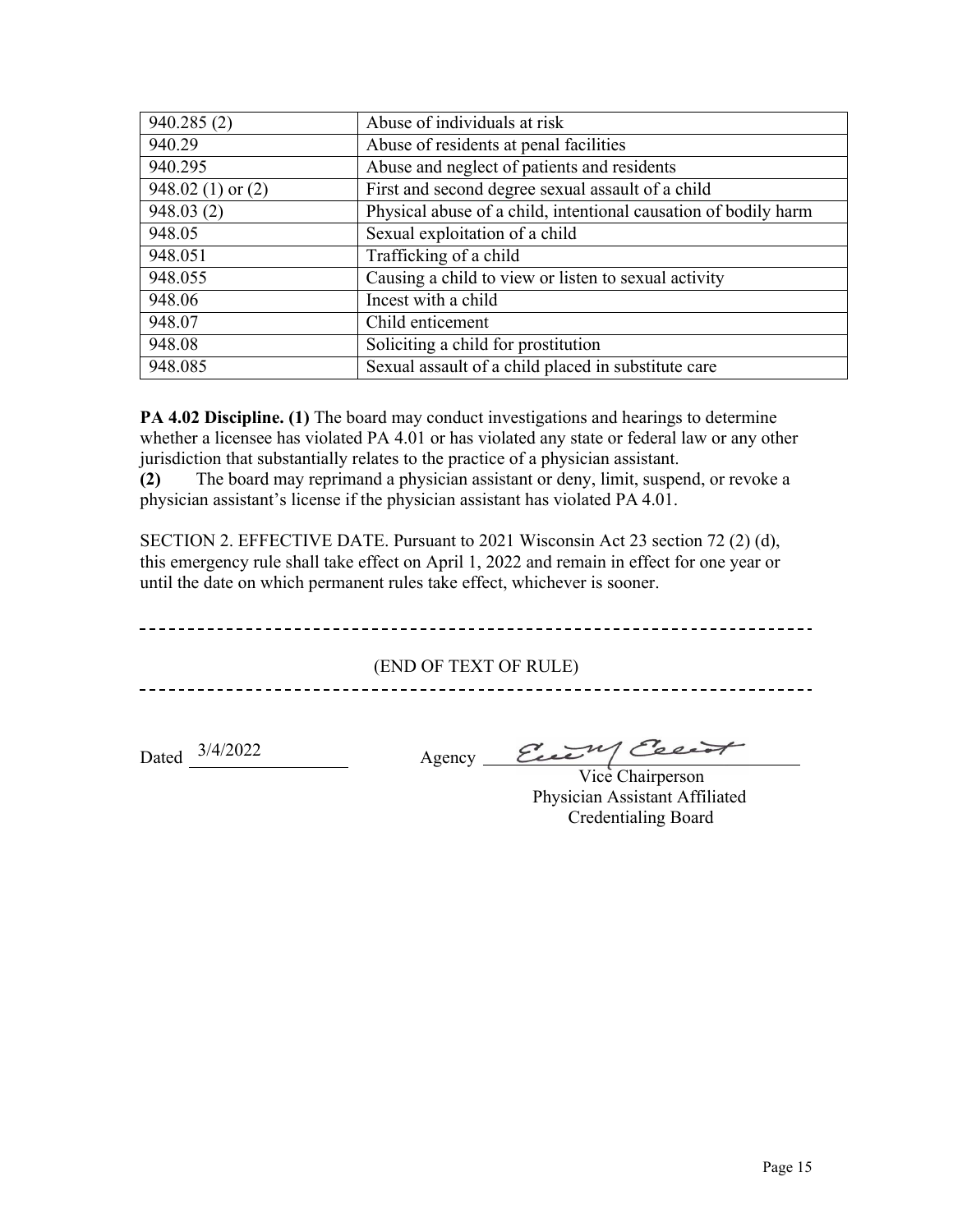| | |
|---|---|
| 940.285 (2) | Abuse of individuals at risk |
| 940.29 | Abuse of residents at penal facilities |
| 940.295 | Abuse and neglect of patients and residents |
| 948.02 (1) or (2) | First and second degree sexual assault of a child |
| 948.03 (2) | Physical abuse of a child, intentional causation of bodily harm |
| 948.05 | Sexual exploitation of a child |
| 948.051 | Trafficking of a child |
| 948.055 | Causing a child to view or listen to sexual activity |
| 948.06 | Incest with a child |
| 948.07 | Child enticement |
| 948.08 | Soliciting a child for prostitution |
| 948.085 | Sexual assault of a child placed in substitute care |

**PA 4.02 Discipline. (1)** The board may conduct investigations and hearings to determine whether a licensee has violated PA 4.01 or has violated any state or federal law or any other jurisdiction that substantially relates to the practice of a physician assistant.

**(2)** The board may reprimand a physician assistant or deny, limit, suspend, or revoke a physician assistant's license if the physician assistant has violated PA 4.01.

SECTION 2. EFFECTIVE DATE. Pursuant to 2021 Wisconsin Act 23 section 72 (2) (d), this emergency rule shall take effect on April 1, 2022 and remain in effect for one year or until the date on which permanent rules take effect, whichever is sooner.

---

(END OF TEXT OF RULE)

---

Dated 3/4/2022 Agency [signature]

Vice Chairperson
Physician Assistant Affiliated
Credentialing Board